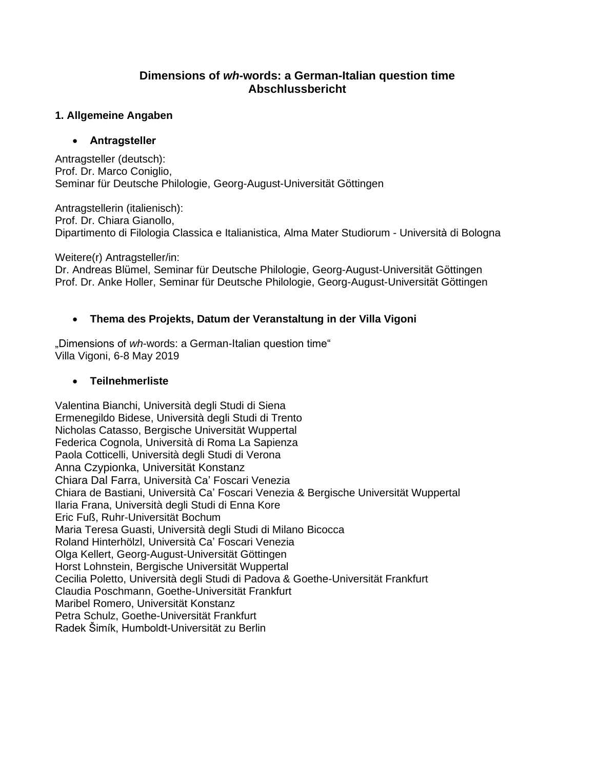# Dimensions of *wh*-words: a German-Italian question time
# Abschlussbericht

## 1. Allgemeine Angaben

- **Antragsteller**

Antragsteller (deutsch):
Prof. Dr. Marco Coniglio,
Seminar für Deutsche Philologie, Georg-August-Universität Göttingen

Antragstellerin (italienisch):
Prof. Dr. Chiara Gianollo,
Dipartimento di Filologia Classica e Italianistica, Alma Mater Studiorum - Università di Bologna

Weitere(r) Antragsteller/in:
Dr. Andreas Blümel, Seminar für Deutsche Philologie, Georg-August-Universität Göttingen
Prof. Dr. Anke Holler, Seminar für Deutsche Philologie, Georg-August-Universität Göttingen

- **Thema des Projekts, Datum der Veranstaltung in der Villa Vigoni**

„Dimensions of *wh*-words: a German-Italian question time"
Villa Vigoni, 6-8 May 2019

- **Teilnehmerliste**

Valentina Bianchi, Università degli Studi di Siena
Ermenegildo Bidese, Università degli Studi di Trento
Nicholas Catasso, Bergische Universität Wuppertal
Federica Cognola, Università di Roma La Sapienza
Paola Cotticelli, Università degli Studi di Verona
Anna Czypionka, Universität Konstanz
Chiara Dal Farra, Università Ca' Foscari Venezia
Chiara de Bastiani, Università Ca' Foscari Venezia & Bergische Universität Wuppertal
Ilaria Frana, Università degli Studi di Enna Kore
Eric Fuß, Ruhr-Universität Bochum
Maria Teresa Guasti, Università degli Studi di Milano Bicocca
Roland Hinterhölzl, Università Ca' Foscari Venezia
Olga Kellert, Georg-August-Universität Göttingen
Horst Lohnstein, Bergische Universität Wuppertal
Cecilia Poletto, Università degli Studi di Padova & Goethe-Universität Frankfurt
Claudia Poschmann, Goethe-Universität Frankfurt
Maribel Romero, Universität Konstanz
Petra Schulz, Goethe-Universität Frankfurt
Radek Šimík, Humboldt-Universität zu Berlin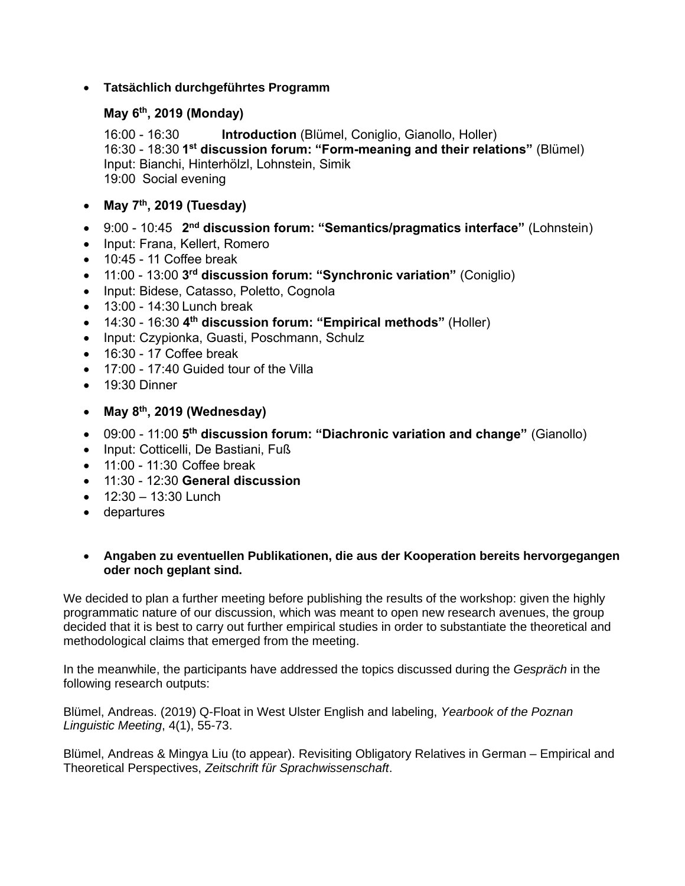- **Tatsächlich durchgeführtes Programm**

  **May 6th, 2019 (Monday)**

  16:00 - 16:30 **Introduction** (Blümel, Coniglio, Gianollo, Holler)
  16:30 - 18:30 **1st discussion forum: "Form-meaning and their relations"** (Blümel)
  Input: Bianchi, Hinterhölzl, Lohnstein, Simik
  19:00 Social evening

- **May 7th, 2019 (Tuesday)**
- 9:00 - 10:45 **2nd discussion forum: "Semantics/pragmatics interface"** (Lohnstein)
- Input: Frana, Kellert, Romero
- 10:45 - 11 Coffee break
- 11:00 - 13:00 **3rd discussion forum: "Synchronic variation"** (Coniglio)
- Input: Bidese, Catasso, Poletto, Cognola
- 13:00 - 14:30 Lunch break
- 14:30 - 16:30 **4th discussion forum: "Empirical methods"** (Holler)
- Input: Czypionka, Guasti, Poschmann, Schulz
- 16:30 - 17 Coffee break
- 17:00 - 17:40 Guided tour of the Villa
- 19:30 Dinner
- **May 8th, 2019 (Wednesday)**
- 09:00 - 11:00 **5th discussion forum: "Diachronic variation and change"** (Gianollo)
- Input: Cotticelli, De Bastiani, Fuß
- 11:00 - 11:30 Coffee break
- 11:30 - 12:30 **General discussion**
- 12:30 – 13:30 Lunch
- departures

- **Angaben zu eventuellen Publikationen, die aus der Kooperation bereits hervorgegangen oder noch geplant sind.**

We decided to plan a further meeting before publishing the results of the workshop: given the highly programmatic nature of our discussion, which was meant to open new research avenues, the group decided that it is best to carry out further empirical studies in order to substantiate the theoretical and methodological claims that emerged from the meeting.

In the meanwhile, the participants have addressed the topics discussed during the *Gespräch* in the following research outputs:

Blümel, Andreas. (2019) Q-Float in West Ulster English and labeling, *Yearbook of the Poznan Linguistic Meeting*, 4(1), 55-73.

Blümel, Andreas & Mingya Liu (to appear). Revisiting Obligatory Relatives in German – Empirical and Theoretical Perspectives, *Zeitschrift für Sprachwissenschaft*.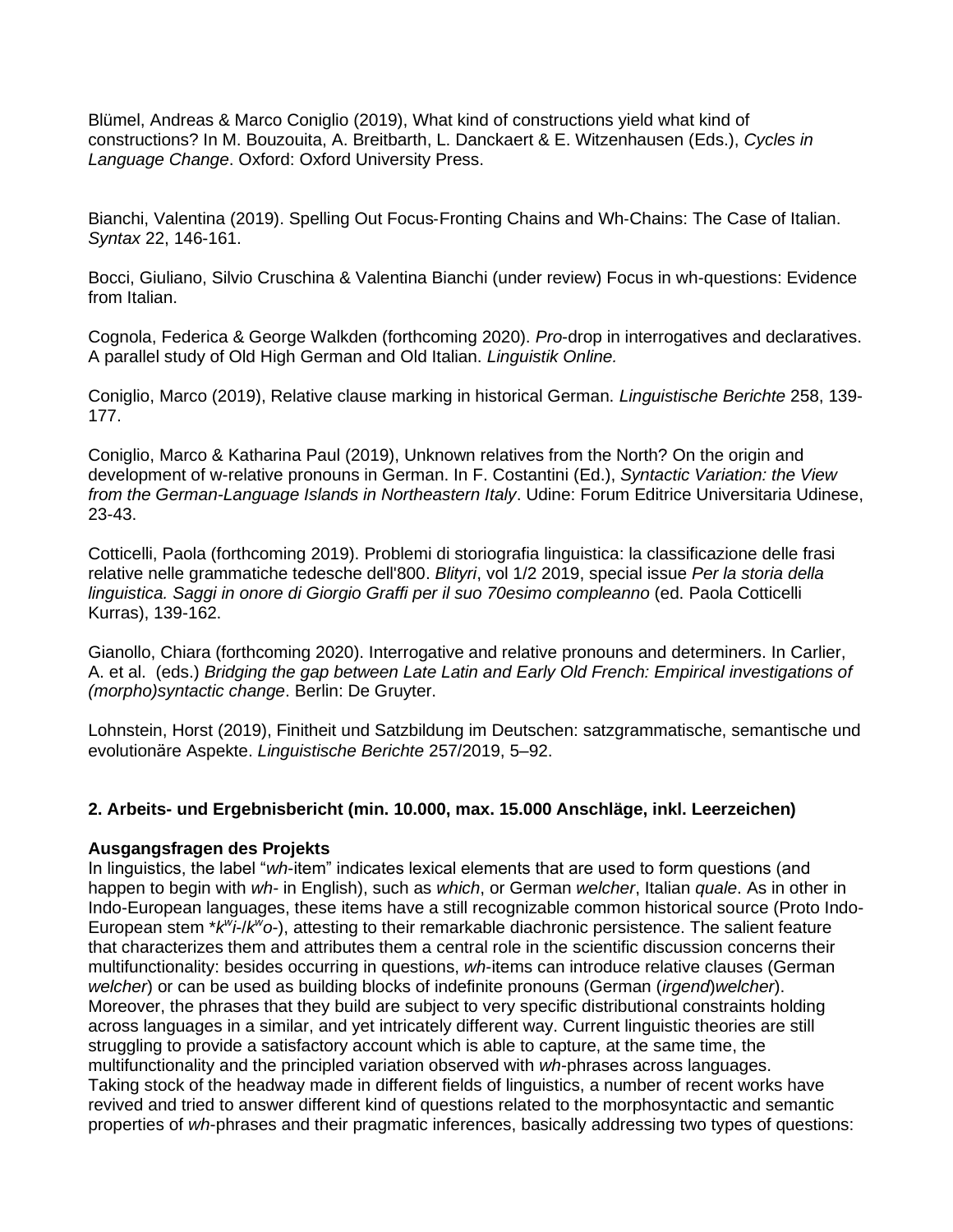Blümel, Andreas & Marco Coniglio (2019), What kind of constructions yield what kind of constructions? In M. Bouzouita, A. Breitbarth, L. Danckaert & E. Witzenhausen (Eds.), *Cycles in Language Change*. Oxford: Oxford University Press.

Bianchi, Valentina (2019). Spelling Out Focus-Fronting Chains and Wh-Chains: The Case of Italian. *Syntax* 22, 146-161.

Bocci, Giuliano, Silvio Cruschina & Valentina Bianchi (under review) Focus in wh-questions: Evidence from Italian.

Cognola, Federica & George Walkden (forthcoming 2020). *Pro*-drop in interrogatives and declaratives. A parallel study of Old High German and Old Italian. *Linguistik Online.*

Coniglio, Marco (2019), Relative clause marking in historical German. *Linguistische Berichte* 258, 139-177.

Coniglio, Marco & Katharina Paul (2019), Unknown relatives from the North? On the origin and development of w-relative pronouns in German. In F. Costantini (Ed.), *Syntactic Variation: the View from the German-Language Islands in Northeastern Italy*. Udine: Forum Editrice Universitaria Udinese, 23-43.

Cotticelli, Paola (forthcoming 2019). Problemi di storiografia linguistica: la classificazione delle frasi relative nelle grammatiche tedesche dell'800. *Blityri*, vol 1/2 2019, special issue *Per la storia della linguistica. Saggi in onore di Giorgio Graffi per il suo 70esimo compleanno* (ed. Paola Cotticelli Kurras), 139-162.

Gianollo, Chiara (forthcoming 2020). Interrogative and relative pronouns and determiners. In Carlier, A. et al. (eds.) *Bridging the gap between Late Latin and Early Old French: Empirical investigations of (morpho)syntactic change*. Berlin: De Gruyter.

Lohnstein, Horst (2019), Finitheit und Satzbildung im Deutschen: satzgrammatische, semantische und evolutionäre Aspekte. *Linguistische Berichte* 257/2019, 5–92.

## 2. Arbeits- und Ergebnisbericht (min. 10.000, max. 15.000 Anschläge, inkl. Leerzeichen)

### Ausgangsfragen des Projekts

In linguistics, the label "*wh*-item" indicates lexical elements that are used to form questions (and happen to begin with *wh-* in English), such as *which*, or German *welcher*, Italian *quale*. As in other in Indo-European languages, these items have a still recognizable common historical source (Proto Indo-European stem \**k$^w$i-/k$^w$o-*), attesting to their remarkable diachronic persistence. The salient feature that characterizes them and attributes them a central role in the scientific discussion concerns their multifunctionality: besides occurring in questions, *wh*-items can introduce relative clauses (German *welcher*) or can be used as building blocks of indefinite pronouns (German (*irgend*)*welcher*). Moreover, the phrases that they build are subject to very specific distributional constraints holding across languages in a similar, and yet intricately different way. Current linguistic theories are still struggling to provide a satisfactory account which is able to capture, at the same time, the multifunctionality and the principled variation observed with *wh*-phrases across languages.
Taking stock of the headway made in different fields of linguistics, a number of recent works have revived and tried to answer different kind of questions related to the morphosyntactic and semantic properties of *wh*-phrases and their pragmatic inferences, basically addressing two types of questions: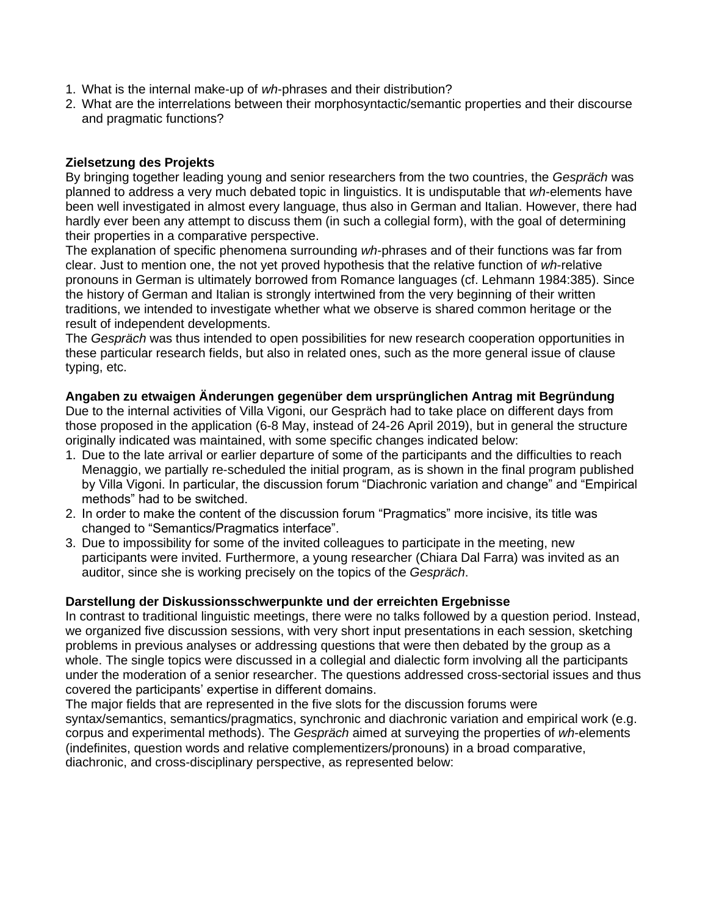1. What is the internal make-up of *wh*-phrases and their distribution?
2. What are the interrelations between their morphosyntactic/semantic properties and their discourse and pragmatic functions?

**Zielsetzung des Projekts**

By bringing together leading young and senior researchers from the two countries, the *Gespräch* was planned to address a very much debated topic in linguistics. It is undisputable that *wh*-elements have been well investigated in almost every language, thus also in German and Italian. However, there had hardly ever been any attempt to discuss them (in such a collegial form), with the goal of determining their properties in a comparative perspective.

The explanation of specific phenomena surrounding *wh*-phrases and of their functions was far from clear. Just to mention one, the not yet proved hypothesis that the relative function of *wh*-relative pronouns in German is ultimately borrowed from Romance languages (cf. Lehmann 1984:385). Since the history of German and Italian is strongly intertwined from the very beginning of their written traditions, we intended to investigate whether what we observe is shared common heritage or the result of independent developments.

The *Gespräch* was thus intended to open possibilities for new research cooperation opportunities in these particular research fields, but also in related ones, such as the more general issue of clause typing, etc.

**Angaben zu etwaigen Änderungen gegenüber dem ursprünglichen Antrag mit Begründung**

Due to the internal activities of Villa Vigoni, our Gespräch had to take place on different days from those proposed in the application (6-8 May, instead of 24-26 April 2019), but in general the structure originally indicated was maintained, with some specific changes indicated below:

1. Due to the late arrival or earlier departure of some of the participants and the difficulties to reach Menaggio, we partially re-scheduled the initial program, as is shown in the final program published by Villa Vigoni. In particular, the discussion forum "Diachronic variation and change" and "Empirical methods" had to be switched.
2. In order to make the content of the discussion forum "Pragmatics" more incisive, its title was changed to "Semantics/Pragmatics interface".
3. Due to impossibility for some of the invited colleagues to participate in the meeting, new participants were invited. Furthermore, a young researcher (Chiara Dal Farra) was invited as an auditor, since she is working precisely on the topics of the *Gespräch*.

**Darstellung der Diskussionsschwerpunkte und der erreichten Ergebnisse**

In contrast to traditional linguistic meetings, there were no talks followed by a question period. Instead, we organized five discussion sessions, with very short input presentations in each session, sketching problems in previous analyses or addressing questions that were then debated by the group as a whole. The single topics were discussed in a collegial and dialectic form involving all the participants under the moderation of a senior researcher. The questions addressed cross-sectorial issues and thus covered the participants' expertise in different domains.

The major fields that are represented in the five slots for the discussion forums were syntax/semantics, semantics/pragmatics, synchronic and diachronic variation and empirical work (e.g. corpus and experimental methods). The *Gespräch* aimed at surveying the properties of *wh*-elements (indefinites, question words and relative complementizers/pronouns) in a broad comparative, diachronic, and cross-disciplinary perspective, as represented below: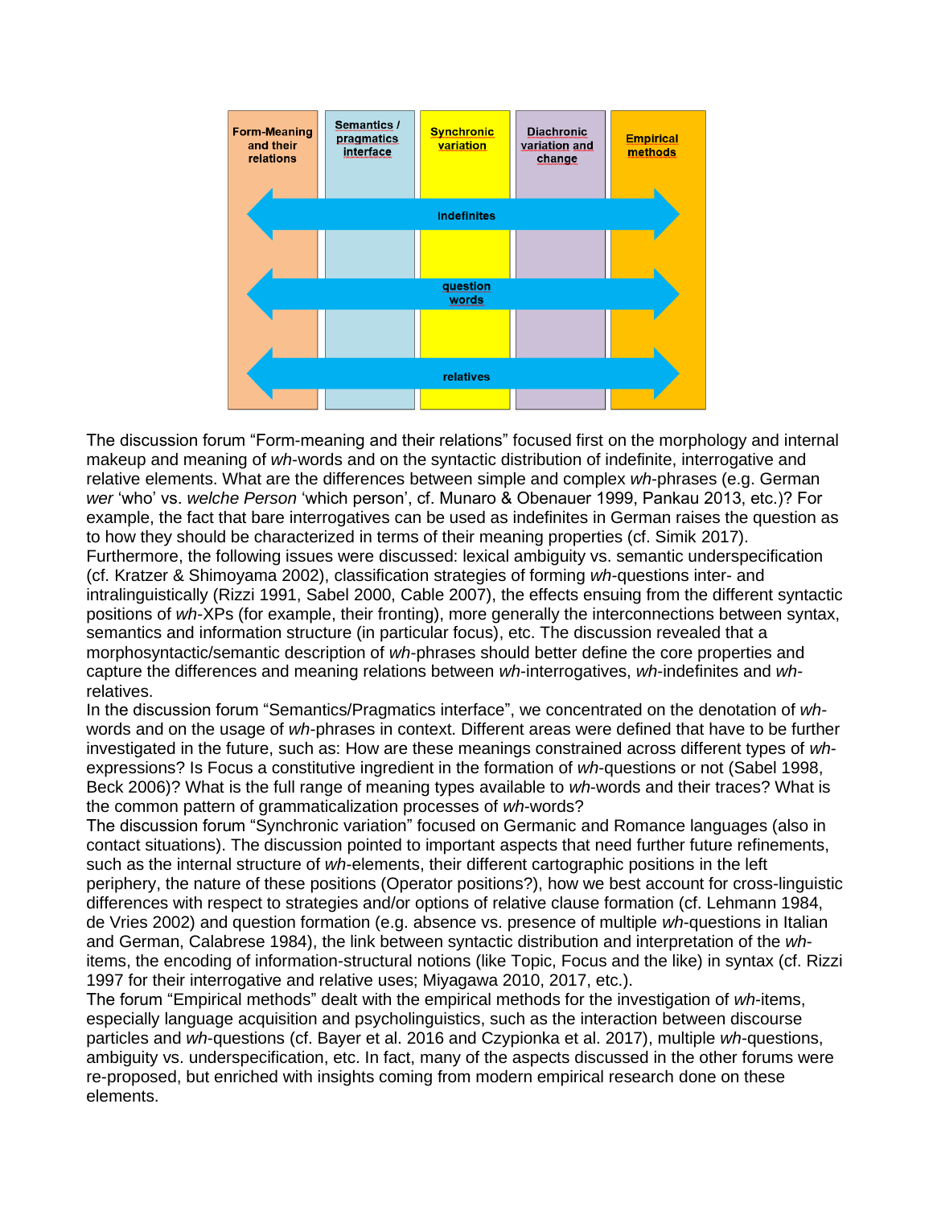| Form-Meaning and their relations | Semantics / pragmatics interface | Synchronic variation | Diachronic variation and change | Empirical methods |
|---|---|---|---|---|
| ⟵ indefinites ⟶ | | | | |
| ⟵ question words ⟶ | | | | |
| ⟵ relatives ⟶ | | | | |

The discussion forum "Form-meaning and their relations" focused first on the morphology and internal makeup and meaning of *wh*-words and on the syntactic distribution of indefinite, interrogative and relative elements. What are the differences between simple and complex *wh*-phrases (e.g. German *wer* 'who' vs. *welche Person* 'which person', cf. Munaro & Obenauer 1999, Pankau 2013, etc.)? For example, the fact that bare interrogatives can be used as indefinites in German raises the question as to how they should be characterized in terms of their meaning properties (cf. Simik 2017). Furthermore, the following issues were discussed: lexical ambiguity vs. semantic underspecification (cf. Kratzer & Shimoyama 2002), classification strategies of forming *wh*-questions inter- and intralinguistically (Rizzi 1991, Sabel 2000, Cable 2007), the effects ensuing from the different syntactic positions of *wh*-XPs (for example, their fronting), more generally the interconnections between syntax, semantics and information structure (in particular focus), etc. The discussion revealed that a morphosyntactic/semantic description of *wh*-phrases should better define the core properties and capture the differences and meaning relations between *wh*-interrogatives, *wh*-indefinites and *wh*-relatives.

In the discussion forum "Semantics/Pragmatics interface", we concentrated on the denotation of *wh*-words and on the usage of *wh*-phrases in context. Different areas were defined that have to be further investigated in the future, such as: How are these meanings constrained across different types of *wh*-expressions? Is Focus a constitutive ingredient in the formation of *wh*-questions or not (Sabel 1998, Beck 2006)? What is the full range of meaning types available to *wh*-words and their traces? What is the common pattern of grammaticalization processes of *wh*-words?

The discussion forum "Synchronic variation" focused on Germanic and Romance languages (also in contact situations). The discussion pointed to important aspects that need further future refinements, such as the internal structure of *wh*-elements, their different cartographic positions in the left periphery, the nature of these positions (Operator positions?), how we best account for cross-linguistic differences with respect to strategies and/or options of relative clause formation (cf. Lehmann 1984, de Vries 2002) and question formation (e.g. absence vs. presence of multiple *wh*-questions in Italian and German, Calabrese 1984), the link between syntactic distribution and interpretation of the *wh*-items, the encoding of information-structural notions (like Topic, Focus and the like) in syntax (cf. Rizzi 1997 for their interrogative and relative uses; Miyagawa 2010, 2017, etc.).

The forum "Empirical methods" dealt with the empirical methods for the investigation of *wh*-items, especially language acquisition and psycholinguistics, such as the interaction between discourse particles and *wh*-questions (cf. Bayer et al. 2016 and Czypionka et al. 2017), multiple *wh*-questions, ambiguity vs. underspecification, etc. In fact, many of the aspects discussed in the other forums were re-proposed, but enriched with insights coming from modern empirical research done on these elements.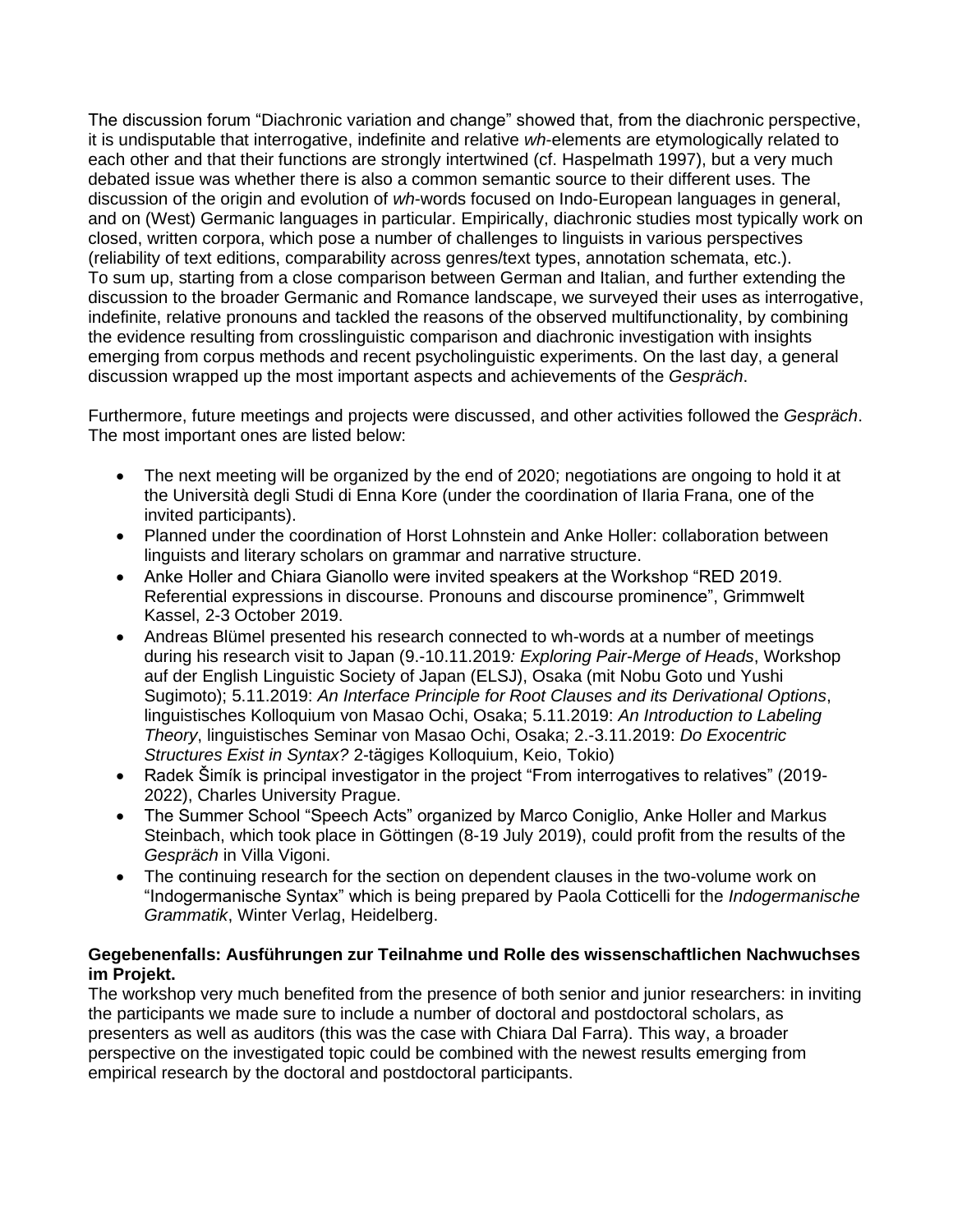The discussion forum "Diachronic variation and change" showed that, from the diachronic perspective, it is undisputable that interrogative, indefinite and relative *wh*-elements are etymologically related to each other and that their functions are strongly intertwined (cf. Haspelmath 1997), but a very much debated issue was whether there is also a common semantic source to their different uses. The discussion of the origin and evolution of *wh*-words focused on Indo-European languages in general, and on (West) Germanic languages in particular. Empirically, diachronic studies most typically work on closed, written corpora, which pose a number of challenges to linguists in various perspectives (reliability of text editions, comparability across genres/text types, annotation schemata, etc.).
To sum up, starting from a close comparison between German and Italian, and further extending the discussion to the broader Germanic and Romance landscape, we surveyed their uses as interrogative, indefinite, relative pronouns and tackled the reasons of the observed multifunctionality, by combining the evidence resulting from crosslinguistic comparison and diachronic investigation with insights emerging from corpus methods and recent psycholinguistic experiments. On the last day, a general discussion wrapped up the most important aspects and achievements of the *Gespräch*.

Furthermore, future meetings and projects were discussed, and other activities followed the *Gespräch*. The most important ones are listed below:

- The next meeting will be organized by the end of 2020; negotiations are ongoing to hold it at the Università degli Studi di Enna Kore (under the coordination of Ilaria Frana, one of the invited participants).
- Planned under the coordination of Horst Lohnstein and Anke Holler: collaboration between linguists and literary scholars on grammar and narrative structure.
- Anke Holler and Chiara Gianollo were invited speakers at the Workshop "RED 2019. Referential expressions in discourse. Pronouns and discourse prominence", Grimmwelt Kassel, 2-3 October 2019.
- Andreas Blümel presented his research connected to wh-words at a number of meetings during his research visit to Japan (9.-10.11.2019*: Exploring Pair-Merge of Heads*, Workshop auf der English Linguistic Society of Japan (ELSJ), Osaka (mit Nobu Goto und Yushi Sugimoto); 5.11.2019: *An Interface Principle for Root Clauses and its Derivational Options*, linguistisches Kolloquium von Masao Ochi, Osaka; 5.11.2019: *An Introduction to Labeling Theory*, linguistisches Seminar von Masao Ochi, Osaka; 2.-3.11.2019: *Do Exocentric Structures Exist in Syntax?* 2-tägiges Kolloquium, Keio, Tokio)
- Radek Šimík is principal investigator in the project "From interrogatives to relatives" (2019-2022), Charles University Prague.
- The Summer School "Speech Acts" organized by Marco Coniglio, Anke Holler and Markus Steinbach, which took place in Göttingen (8-19 July 2019), could profit from the results of the *Gespräch* in Villa Vigoni.
- The continuing research for the section on dependent clauses in the two-volume work on "Indogermanische Syntax" which is being prepared by Paola Cotticelli for the *Indogermanische Grammatik*, Winter Verlag, Heidelberg.

**Gegebenenfalls: Ausführungen zur Teilnahme und Rolle des wissenschaftlichen Nachwuchses im Projekt.**
The workshop very much benefited from the presence of both senior and junior researchers: in inviting the participants we made sure to include a number of doctoral and postdoctoral scholars, as presenters as well as auditors (this was the case with Chiara Dal Farra). This way, a broader perspective on the investigated topic could be combined with the newest results emerging from empirical research by the doctoral and postdoctoral participants.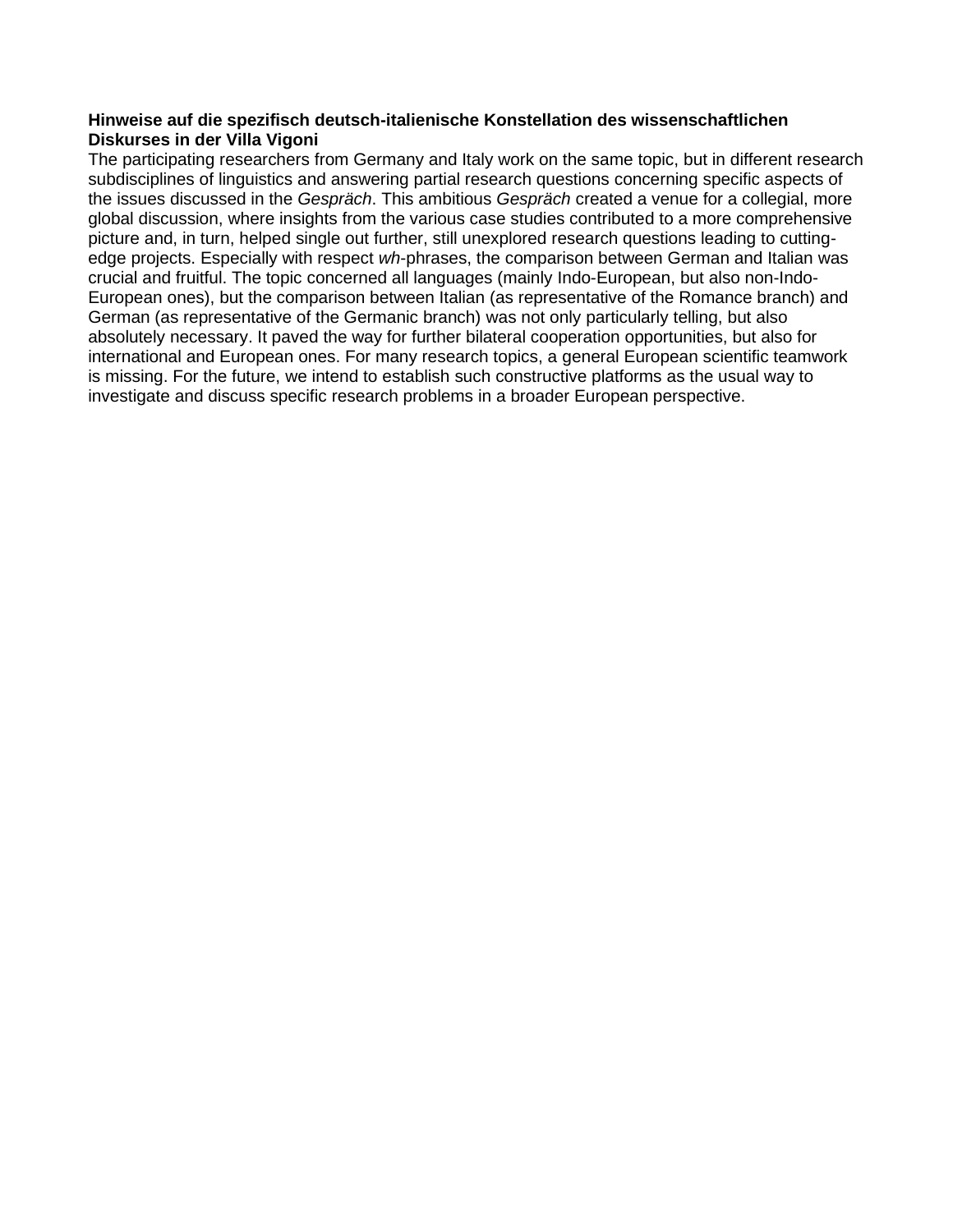**Hinweise auf die spezifisch deutsch-italienische Konstellation des wissenschaftlichen Diskurses in der Villa Vigoni**

The participating researchers from Germany and Italy work on the same topic, but in different research subdisciplines of linguistics and answering partial research questions concerning specific aspects of the issues discussed in the *Gespräch*. This ambitious *Gespräch* created a venue for a collegial, more global discussion, where insights from the various case studies contributed to a more comprehensive picture and, in turn, helped single out further, still unexplored research questions leading to cutting-edge projects. Especially with respect *wh*-phrases, the comparison between German and Italian was crucial and fruitful. The topic concerned all languages (mainly Indo-European, but also non-Indo-European ones), but the comparison between Italian (as representative of the Romance branch) and German (as representative of the Germanic branch) was not only particularly telling, but also absolutely necessary. It paved the way for further bilateral cooperation opportunities, but also for international and European ones. For many research topics, a general European scientific teamwork is missing. For the future, we intend to establish such constructive platforms as the usual way to investigate and discuss specific research problems in a broader European perspective.